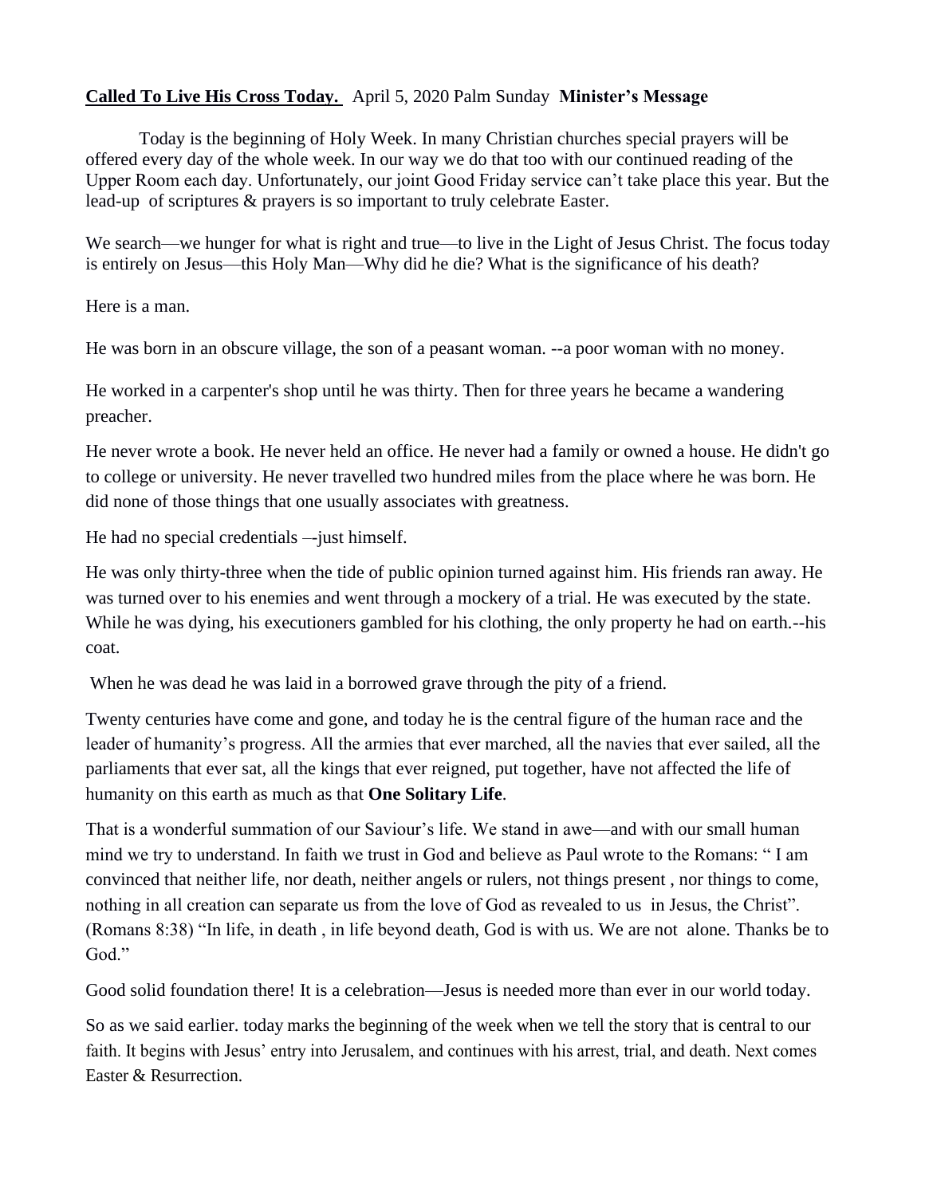**<u>Called To Live His Cross Today.</u>** April 5, 2020 Palm Sunday **Minister's Message**

Today is the beginning of Holy Week. In many Christian churches special prayers will be offered every day of the whole week. In our way we do that too with our continued reading of the Upper Room each day. Unfortunately, our joint Good Friday service can't take place this year. But the lead-up of scriptures & prayers is so important to truly celebrate Easter.

We search—we hunger for what is right and true—to live in the Light of Jesus Christ. The focus today is entirely on Jesus—this Holy Man—Why did he die? What is the significance of his death?

Here is a man.

He was born in an obscure village, the son of a peasant woman. --a poor woman with no money.

He worked in a carpenter's shop until he was thirty. Then for three years he became a wandering preacher.

He never wrote a book. He never held an office. He never had a family or owned a house. He didn't go to college or university. He never travelled two hundred miles from the place where he was born. He did none of those things that one usually associates with greatness.

He had no special credentials —-just himself.

He was only thirty-three when the tide of public opinion turned against him. His friends ran away. He was turned over to his enemies and went through a mockery of a trial. He was executed by the state. While he was dying, his executioners gambled for his clothing, the only property he had on earth.--his coat.

When he was dead he was laid in a borrowed grave through the pity of a friend.

Twenty centuries have come and gone, and today he is the central figure of the human race and the leader of humanity's progress. All the armies that ever marched, all the navies that ever sailed, all the parliaments that ever sat, all the kings that ever reigned, put together, have not affected the life of humanity on this earth as much as that **One Solitary Life**.

That is a wonderful summation of our Saviour's life. We stand in awe—and with our small human mind we try to understand. In faith we trust in God and believe as Paul wrote to the Romans: " I am convinced that neither life, nor death, neither angels or rulers, not things present , nor things to come, nothing in all creation can separate us from the love of God as revealed to us in Jesus, the Christ". (Romans 8:38) "In life, in death , in life beyond death, God is with us. We are not alone. Thanks be to God."

Good solid foundation there! It is a celebration—Jesus is needed more than ever in our world today.

So as we said earlier. today marks the beginning of the week when we tell the story that is central to our faith. It begins with Jesus' entry into Jerusalem, and continues with his arrest, trial, and death. Next comes Easter & Resurrection.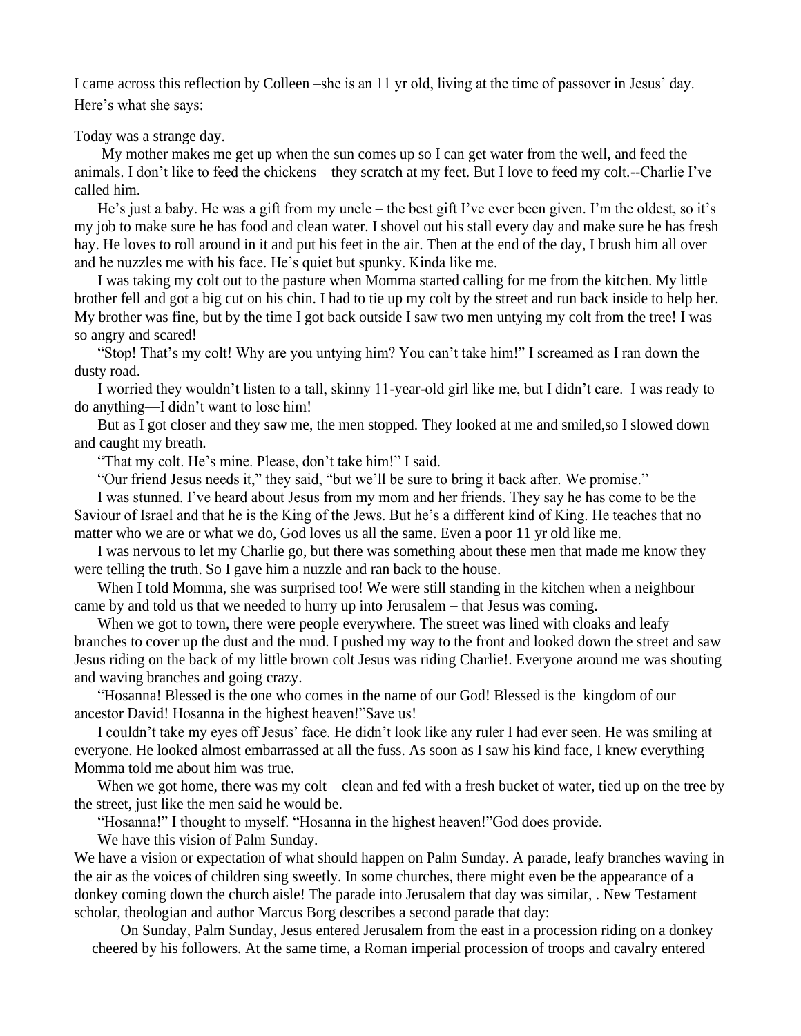I came across this reflection by Colleen –she is an 11 yr old, living at the time of passover in Jesus' day. Here's what she says:

Today was a strange day.

My mother makes me get up when the sun comes up so I can get water from the well, and feed the animals. I don't like to feed the chickens – they scratch at my feet. But I love to feed my colt.--Charlie I've called him.

He's just a baby. He was a gift from my uncle – the best gift I've ever been given. I'm the oldest, so it's my job to make sure he has food and clean water. I shovel out his stall every day and make sure he has fresh hay. He loves to roll around in it and put his feet in the air. Then at the end of the day, I brush him all over and he nuzzles me with his face. He's quiet but spunky. Kinda like me.

I was taking my colt out to the pasture when Momma started calling for me from the kitchen. My little brother fell and got a big cut on his chin. I had to tie up my colt by the street and run back inside to help her. My brother was fine, but by the time I got back outside I saw two men untying my colt from the tree! I was so angry and scared!

"Stop! That's my colt! Why are you untying him? You can't take him!" I screamed as I ran down the dusty road.

I worried they wouldn't listen to a tall, skinny 11-year-old girl like me, but I didn't care. I was ready to do anything—I didn't want to lose him!

But as I got closer and they saw me, the men stopped. They looked at me and smiled,so I slowed down and caught my breath.

"That my colt. He's mine. Please, don't take him!" I said.

"Our friend Jesus needs it," they said, "but we'll be sure to bring it back after. We promise."

I was stunned. I've heard about Jesus from my mom and her friends. They say he has come to be the Saviour of Israel and that he is the King of the Jews. But he's a different kind of King. He teaches that no matter who we are or what we do, God loves us all the same. Even a poor 11 yr old like me.

I was nervous to let my Charlie go, but there was something about these men that made me know they were telling the truth. So I gave him a nuzzle and ran back to the house.

When I told Momma, she was surprised too! We were still standing in the kitchen when a neighbour came by and told us that we needed to hurry up into Jerusalem – that Jesus was coming.

When we got to town, there were people everywhere. The street was lined with cloaks and leafy branches to cover up the dust and the mud. I pushed my way to the front and looked down the street and saw Jesus riding on the back of my little brown colt Jesus was riding Charlie!. Everyone around me was shouting and waving branches and going crazy.

"Hosanna! Blessed is the one who comes in the name of our God! Blessed is the kingdom of our ancestor David! Hosanna in the highest heaven!"Save us!

I couldn't take my eyes off Jesus' face. He didn't look like any ruler I had ever seen. He was smiling at everyone. He looked almost embarrassed at all the fuss. As soon as I saw his kind face, I knew everything Momma told me about him was true.

When we got home, there was my colt – clean and fed with a fresh bucket of water, tied up on the tree by the street, just like the men said he would be.

"Hosanna!" I thought to myself. "Hosanna in the highest heaven!"God does provide.

We have this vision of Palm Sunday.

We have a vision or expectation of what should happen on Palm Sunday. A parade, leafy branches waving in the air as the voices of children sing sweetly. In some churches, there might even be the appearance of a donkey coming down the church aisle! The parade into Jerusalem that day was similar, . New Testament scholar, theologian and author Marcus Borg describes a second parade that day:

> On Sunday, Palm Sunday, Jesus entered Jerusalem from the east in a procession riding on a donkey cheered by his followers. At the same time, a Roman imperial procession of troops and cavalry entered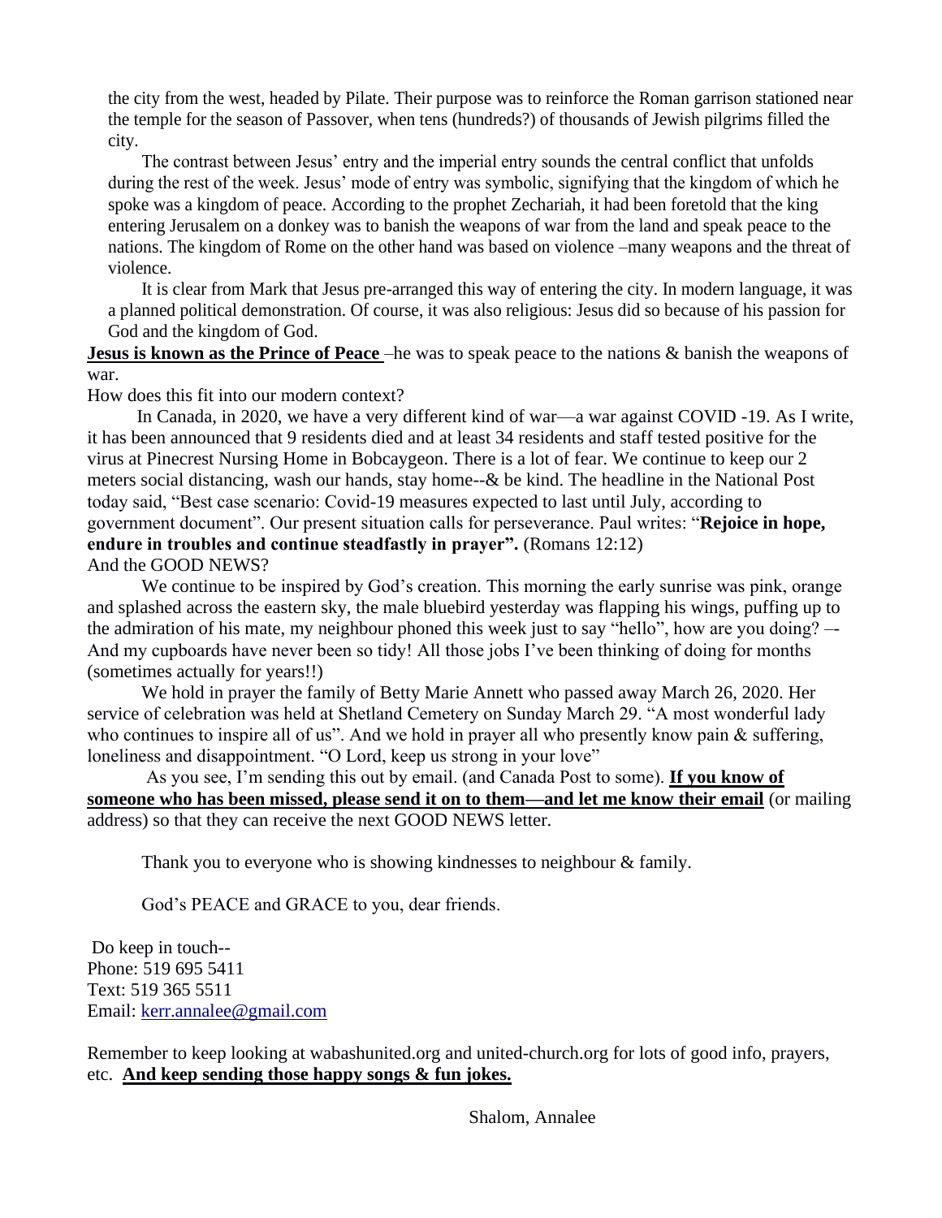the city from the west, headed by Pilate. Their purpose was to reinforce the Roman garrison stationed near the temple for the season of Passover, when tens (hundreds?) of thousands of Jewish pilgrims filled the city.

The contrast between Jesus' entry and the imperial entry sounds the central conflict that unfolds during the rest of the week. Jesus' mode of entry was symbolic, signifying that the kingdom of which he spoke was a kingdom of peace. According to the prophet Zechariah, it had been foretold that the king entering Jerusalem on a donkey was to banish the weapons of war from the land and speak peace to the nations. The kingdom of Rome on the other hand was based on violence –many weapons and the threat of violence.

It is clear from Mark that Jesus pre-arranged this way of entering the city. In modern language, it was a planned political demonstration. Of course, it was also religious: Jesus did so because of his passion for God and the kingdom of God.

<u>**Jesus is known as the Prince of Peace**</u> –he was to speak peace to the nations & banish the weapons of war.

How does this fit into our modern context?

In Canada, in 2020, we have a very different kind of war—a war against COVID -19. As I write, it has been announced that 9 residents died and at least 34 residents and staff tested positive for the virus at Pinecrest Nursing Home in Bobcaygeon. There is a lot of fear. We continue to keep our 2 meters social distancing, wash our hands, stay home--& be kind. The headline in the National Post today said, "Best case scenario: Covid-19 measures expected to last until July, according to government document". Our present situation calls for perseverance. Paul writes: "**Rejoice in hope, endure in troubles and continue steadfastly in prayer".** (Romans 12:12)

And the GOOD NEWS?

We continue to be inspired by God's creation. This morning the early sunrise was pink, orange and splashed across the eastern sky, the male bluebird yesterday was flapping his wings, puffing up to the admiration of his mate, my neighbour phoned this week just to say "hello", how are you doing? –- And my cupboards have never been so tidy! All those jobs I've been thinking of doing for months (sometimes actually for years!!)

We hold in prayer the family of Betty Marie Annett who passed away March 26, 2020. Her service of celebration was held at Shetland Cemetery on Sunday March 29. "A most wonderful lady who continues to inspire all of us". And we hold in prayer all who presently know pain & suffering, loneliness and disappointment. "O Lord, keep us strong in your love"

As you see, I'm sending this out by email. (and Canada Post to some). <u>**If you know of someone who has been missed, please send it on to them—and let me know their email**</u> (or mailing address) so that they can receive the next GOOD NEWS letter.

Thank you to everyone who is showing kindnesses to neighbour & family.

God's PEACE and GRACE to you, dear friends.

Do keep in touch--
Phone: 519 695 5411
Text: 519 365 5511
Email: kerr.annalee@gmail.com

Remember to keep looking at wabashunited.org and united-church.org for lots of good info, prayers, etc. <u>**And keep sending those happy songs & fun jokes.**</u>

Shalom, Annalee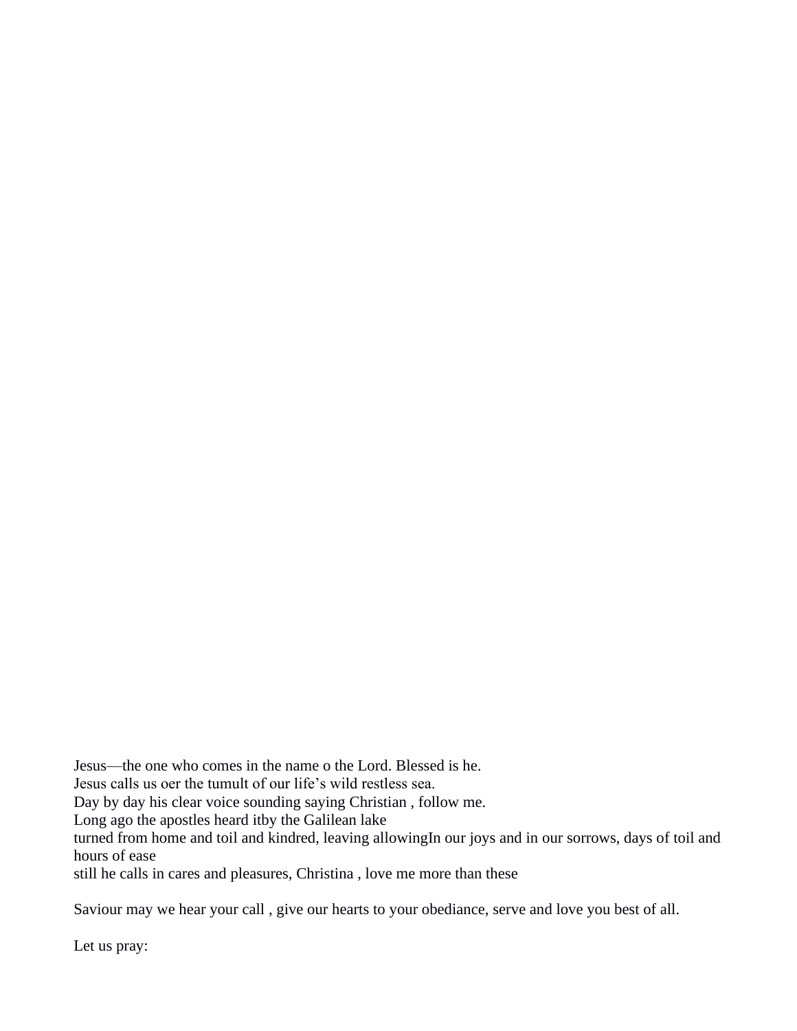Jesus—the one who comes in the name o the Lord. Blessed is he.
Jesus calls us oer the tumult of our life's wild restless sea.
Day by day his clear voice sounding saying Christian , follow me.
Long ago the apostles heard itby the Galilean lake
turned from home and toil and kindred, leaving allowingIn our joys and in our sorrows, days of toil and hours of ease
still he calls in cares and pleasures, Christina , love me more than these

Saviour may we hear your call , give our hearts to your obediance, serve and love you best of all.

Let us pray: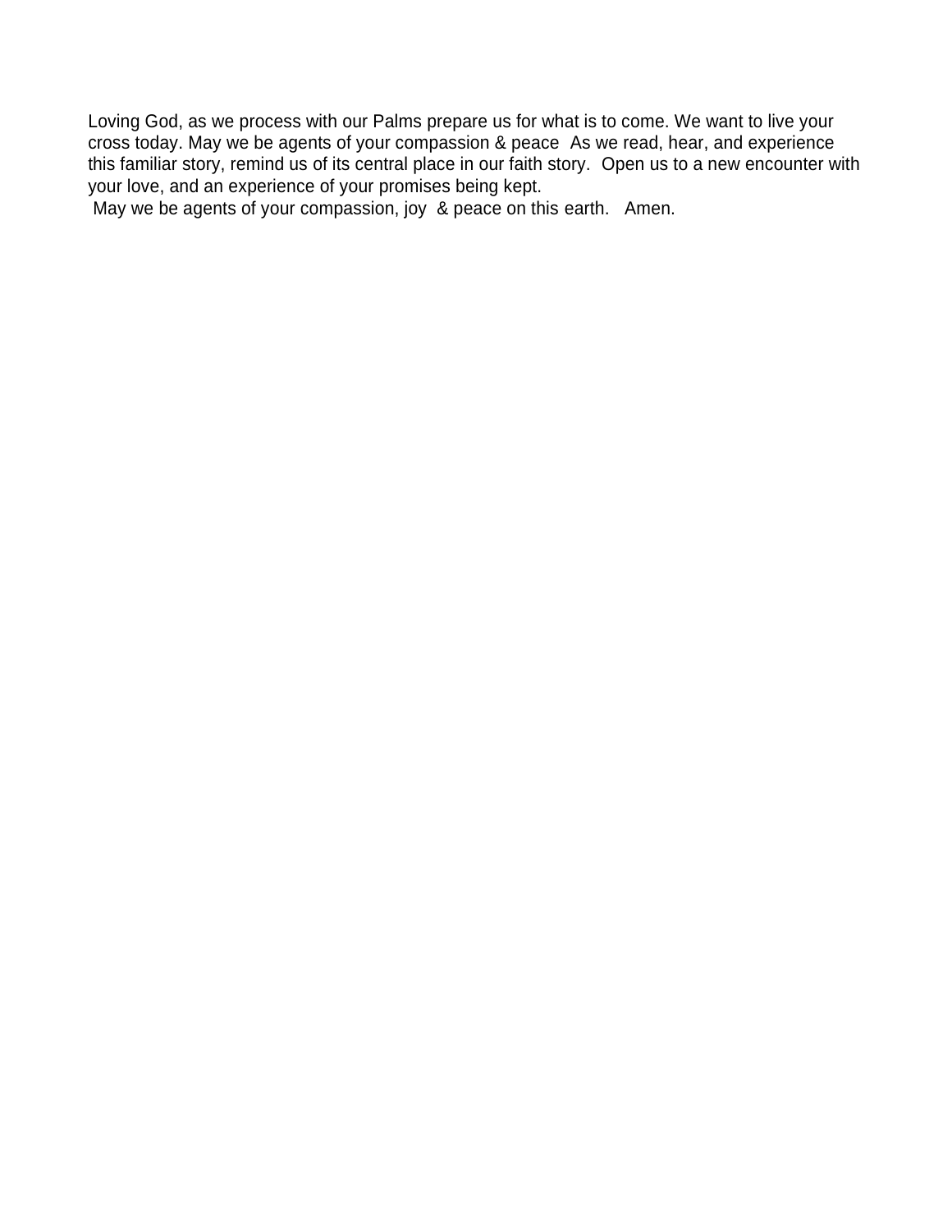Loving God, as we process with our Palms prepare us for what is to come. We want to live your cross today. May we be agents of your compassion & peace As we read, hear, and experience this familiar story, remind us of its central place in our faith story. Open us to a new encounter with your love, and an experience of your promises being kept.

May we be agents of your compassion, joy & peace on this earth. Amen.